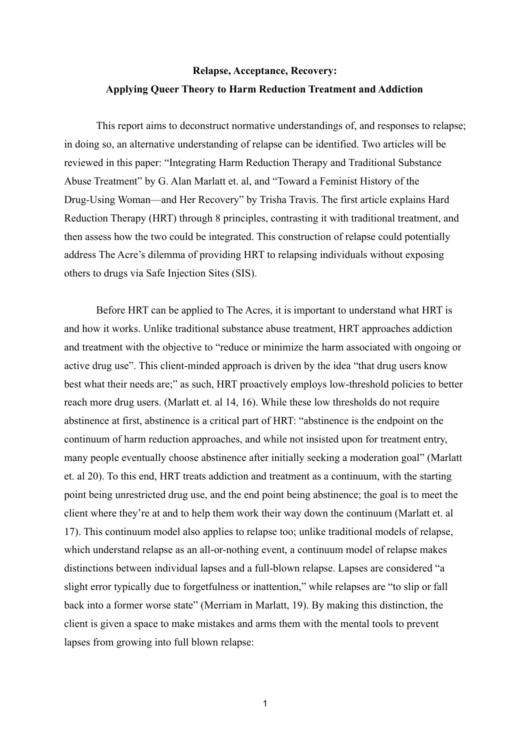**Relapse, Acceptance, Recovery:**
**Applying Queer Theory to Harm Reduction Treatment and Addiction**

This report aims to deconstruct normative understandings of, and responses to relapse; in doing so, an alternative understanding of relapse can be identified. Two articles will be reviewed in this paper: "Integrating Harm Reduction Therapy and Traditional Substance Abuse Treatment" by G. Alan Marlatt et. al, and "Toward a Feminist History of the Drug-Using Woman—and Her Recovery" by Trisha Travis. The first article explains Hard Reduction Therapy (HRT) through 8 principles, contrasting it with traditional treatment, and then assess how the two could be integrated. This construction of relapse could potentially address The Acre's dilemma of providing HRT to relapsing individuals without exposing others to drugs via Safe Injection Sites (SIS).

Before HRT can be applied to The Acres, it is important to understand what HRT is and how it works. Unlike traditional substance abuse treatment, HRT approaches addiction and treatment with the objective to "reduce or minimize the harm associated with ongoing or active drug use". This client-minded approach is driven by the idea "that drug users know best what their needs are;" as such, HRT proactively employs low-threshold policies to better reach more drug users. (Marlatt et. al 14, 16). While these low thresholds do not require abstinence at first, abstinence is a critical part of HRT: "abstinence is the endpoint on the continuum of harm reduction approaches, and while not insisted upon for treatment entry, many people eventually choose abstinence after initially seeking a moderation goal" (Marlatt et. al 20). To this end, HRT treats addiction and treatment as a continuum, with the starting point being unrestricted drug use, and the end point being abstinence; the goal is to meet the client where they're at and to help them work their way down the continuum (Marlatt et. al 17). This continuum model also applies to relapse too; unlike traditional models of relapse, which understand relapse as an all-or-nothing event, a continuum model of relapse makes distinctions between individual lapses and a full-blown relapse. Lapses are considered "a slight error typically due to forgetfulness or inattention," while relapses are "to slip or fall back into a former worse state" (Merriam in Marlatt, 19). By making this distinction, the client is given a space to make mistakes and arms them with the mental tools to prevent lapses from growing into full blown relapse: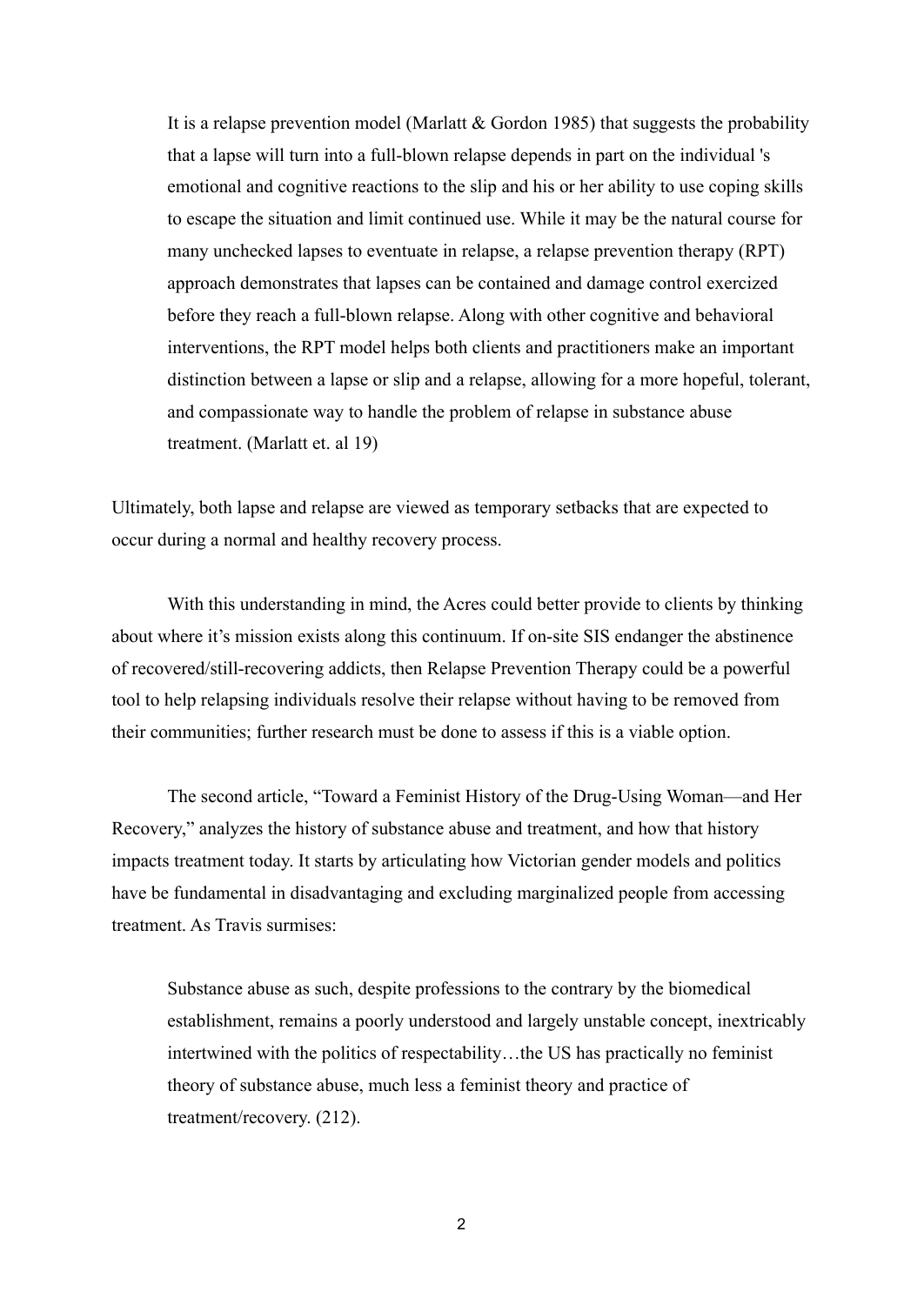> It is a relapse prevention model (Marlatt & Gordon 1985) that suggests the probability that a lapse will turn into a full-blown relapse depends in part on the individual 's emotional and cognitive reactions to the slip and his or her ability to use coping skills to escape the situation and limit continued use. While it may be the natural course for many unchecked lapses to eventuate in relapse, a relapse prevention therapy (RPT) approach demonstrates that lapses can be contained and damage control exercized before they reach a full-blown relapse. Along with other cognitive and behavioral interventions, the RPT model helps both clients and practitioners make an important distinction between a lapse or slip and a relapse, allowing for a more hopeful, tolerant, and compassionate way to handle the problem of relapse in substance abuse treatment. (Marlatt et. al 19)

Ultimately, both lapse and relapse are viewed as temporary setbacks that are expected to occur during a normal and healthy recovery process.

With this understanding in mind, the Acres could better provide to clients by thinking about where it's mission exists along this continuum. If on-site SIS endanger the abstinence of recovered/still-recovering addicts, then Relapse Prevention Therapy could be a powerful tool to help relapsing individuals resolve their relapse without having to be removed from their communities; further research must be done to assess if this is a viable option.

The second article, "Toward a Feminist History of the Drug-Using Woman—and Her Recovery," analyzes the history of substance abuse and treatment, and how that history impacts treatment today. It starts by articulating how Victorian gender models and politics have be fundamental in disadvantaging and excluding marginalized people from accessing treatment. As Travis surmises:

> Substance abuse as such, despite professions to the contrary by the biomedical establishment, remains a poorly understood and largely unstable concept, inextricably intertwined with the politics of respectability…the US has practically no feminist theory of substance abuse, much less a feminist theory and practice of treatment/recovery. (212).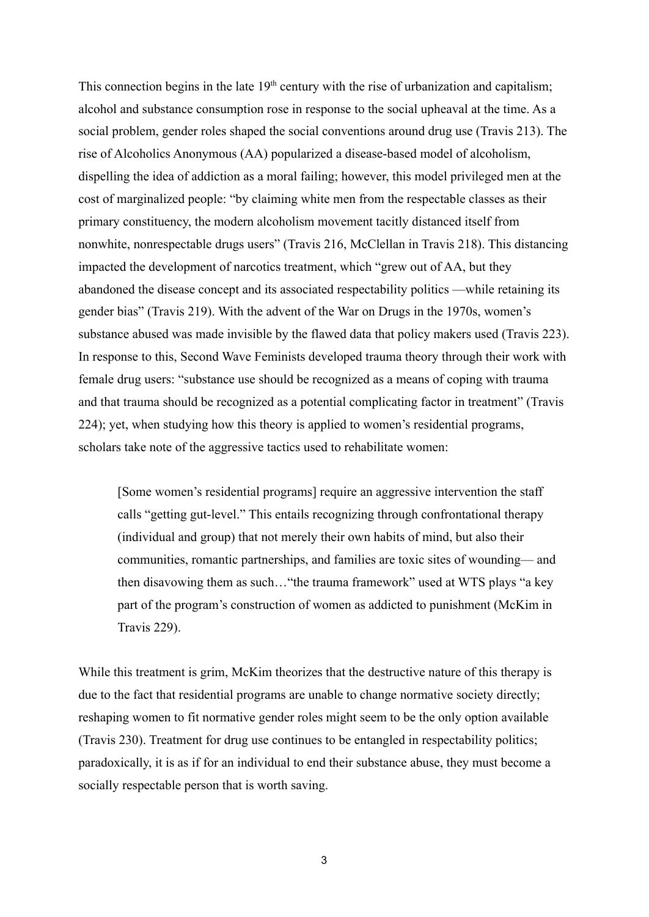This connection begins in the late 19th century with the rise of urbanization and capitalism; alcohol and substance consumption rose in response to the social upheaval at the time. As a social problem, gender roles shaped the social conventions around drug use (Travis 213). The rise of Alcoholics Anonymous (AA) popularized a disease-based model of alcoholism, dispelling the idea of addiction as a moral failing; however, this model privileged men at the cost of marginalized people: "by claiming white men from the respectable classes as their primary constituency, the modern alcoholism movement tacitly distanced itself from nonwhite, nonrespectable drugs users" (Travis 216, McClellan in Travis 218). This distancing impacted the development of narcotics treatment, which "grew out of AA, but they abandoned the disease concept and its associated respectability politics —while retaining its gender bias" (Travis 219). With the advent of the War on Drugs in the 1970s, women's substance abused was made invisible by the flawed data that policy makers used (Travis 223). In response to this, Second Wave Feminists developed trauma theory through their work with female drug users: "substance use should be recognized as a means of coping with trauma and that trauma should be recognized as a potential complicating factor in treatment" (Travis 224); yet, when studying how this theory is applied to women's residential programs, scholars take note of the aggressive tactics used to rehabilitate women:

> [Some women's residential programs] require an aggressive intervention the staff calls "getting gut-level." This entails recognizing through confrontational therapy (individual and group) that not merely their own habits of mind, but also their communities, romantic partnerships, and families are toxic sites of wounding— and then disavowing them as such…"the trauma framework" used at WTS plays "a key part of the program's construction of women as addicted to punishment (McKim in Travis 229).

While this treatment is grim, McKim theorizes that the destructive nature of this therapy is due to the fact that residential programs are unable to change normative society directly; reshaping women to fit normative gender roles might seem to be the only option available (Travis 230). Treatment for drug use continues to be entangled in respectability politics; paradoxically, it is as if for an individual to end their substance abuse, they must become a socially respectable person that is worth saving.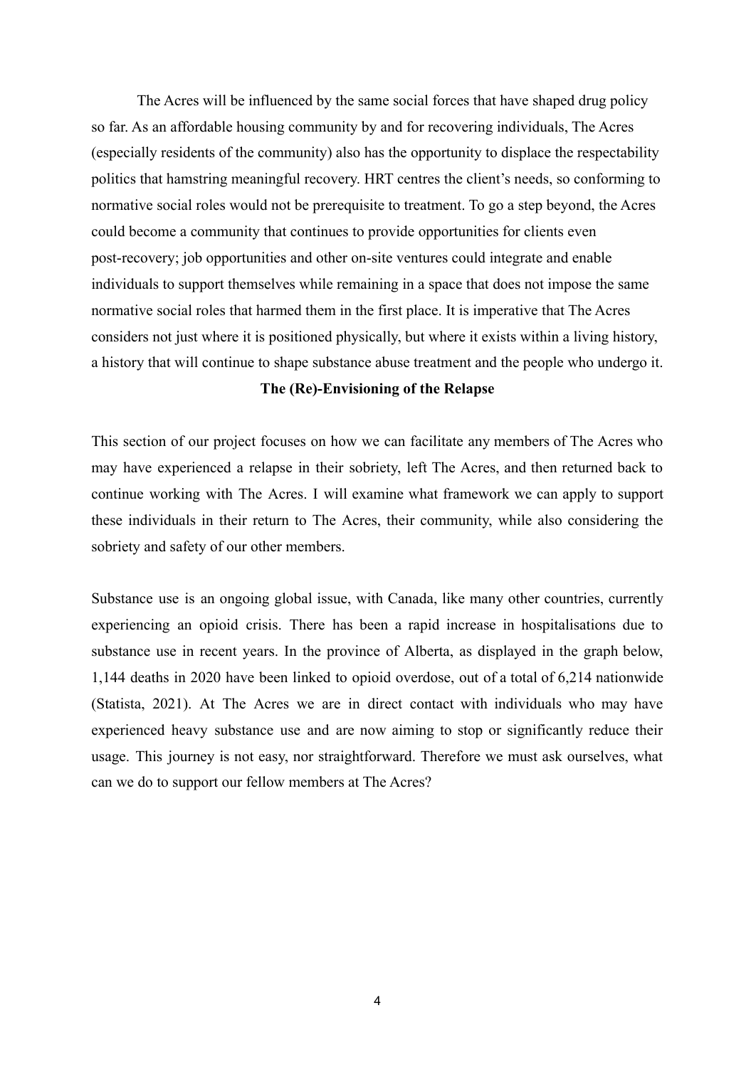The Acres will be influenced by the same social forces that have shaped drug policy so far. As an affordable housing community by and for recovering individuals, The Acres (especially residents of the community) also has the opportunity to displace the respectability politics that hamstring meaningful recovery. HRT centres the client's needs, so conforming to normative social roles would not be prerequisite to treatment. To go a step beyond, the Acres could become a community that continues to provide opportunities for clients even post-recovery; job opportunities and other on-site ventures could integrate and enable individuals to support themselves while remaining in a space that does not impose the same normative social roles that harmed them in the first place. It is imperative that The Acres considers not just where it is positioned physically, but where it exists within a living history, a history that will continue to shape substance abuse treatment and the people who undergo it.

## The (Re)-Envisioning of the Relapse

This section of our project focuses on how we can facilitate any members of The Acres who may have experienced a relapse in their sobriety, left The Acres, and then returned back to continue working with The Acres. I will examine what framework we can apply to support these individuals in their return to The Acres, their community, while also considering the sobriety and safety of our other members.

Substance use is an ongoing global issue, with Canada, like many other countries, currently experiencing an opioid crisis. There has been a rapid increase in hospitalisations due to substance use in recent years. In the province of Alberta, as displayed in the graph below, 1,144 deaths in 2020 have been linked to opioid overdose, out of a total of 6,214 nationwide (Statista, 2021). At The Acres we are in direct contact with individuals who may have experienced heavy substance use and are now aiming to stop or significantly reduce their usage. This journey is not easy, nor straightforward. Therefore we must ask ourselves, what can we do to support our fellow members at The Acres?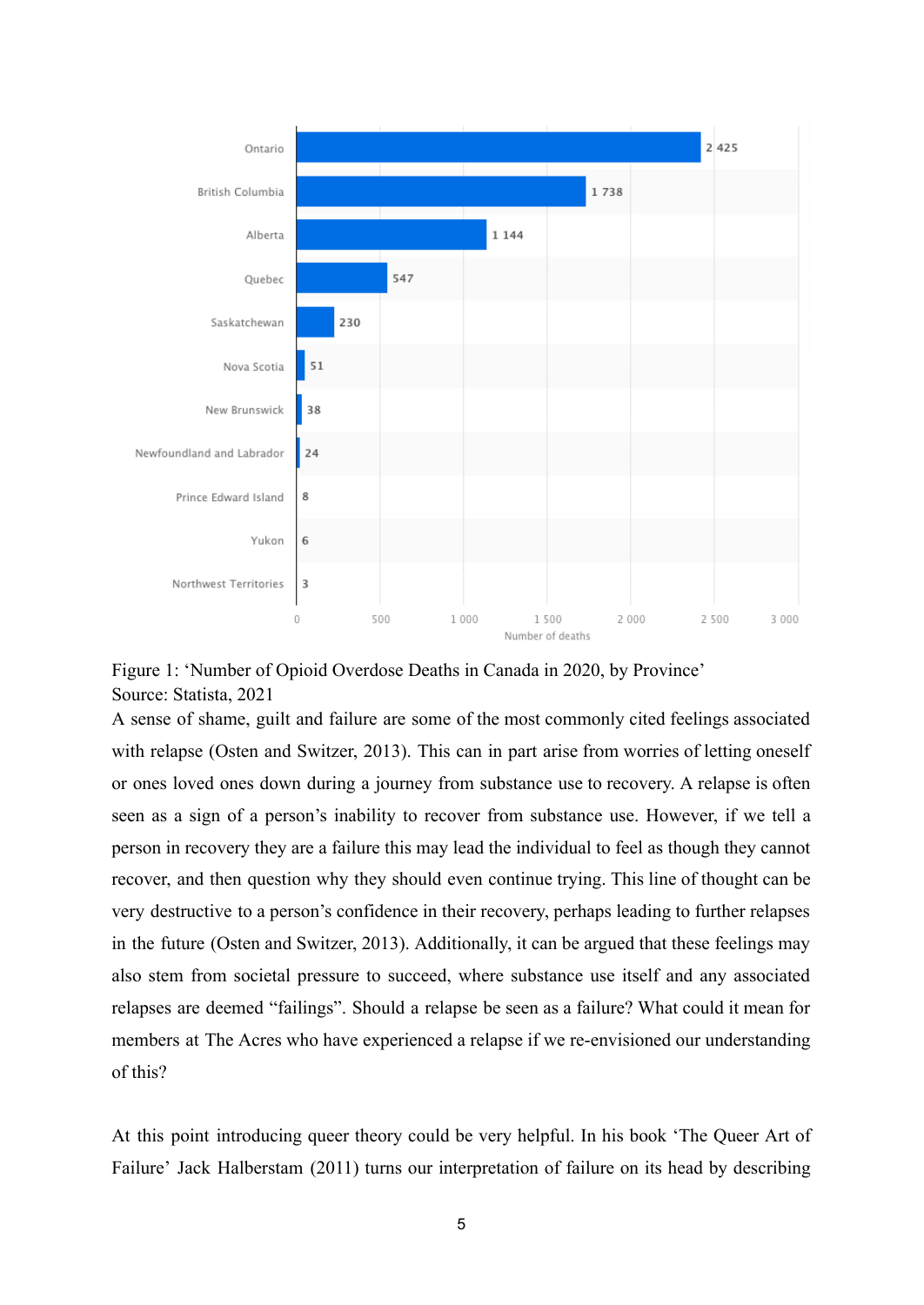| Province | Number of deaths |
| --- | --- |
| Ontario | 2 425 |
| British Columbia | 1 738 |
| Alberta | 1 144 |
| Quebec | 547 |
| Saskatchewan | 230 |
| Nova Scotia | 51 |
| New Brunswick | 38 |
| Newfoundland and Labrador | 24 |
| Prince Edward Island | 8 |
| Yukon | 6 |
| Northwest Territories | 3 |

Figure 1: 'Number of Opioid Overdose Deaths in Canada in 2020, by Province'
Source: Statista, 2021

A sense of shame, guilt and failure are some of the most commonly cited feelings associated with relapse (Osten and Switzer, 2013). This can in part arise from worries of letting oneself or ones loved ones down during a journey from substance use to recovery. A relapse is often seen as a sign of a person's inability to recover from substance use. However, if we tell a person in recovery they are a failure this may lead the individual to feel as though they cannot recover, and then question why they should even continue trying. This line of thought can be very destructive to a person's confidence in their recovery, perhaps leading to further relapses in the future (Osten and Switzer, 2013). Additionally, it can be argued that these feelings may also stem from societal pressure to succeed, where substance use itself and any associated relapses are deemed "failings". Should a relapse be seen as a failure? What could it mean for members at The Acres who have experienced a relapse if we re-envisioned our understanding of this?

At this point introducing queer theory could be very helpful. In his book 'The Queer Art of Failure' Jack Halberstam (2011) turns our interpretation of failure on its head by describing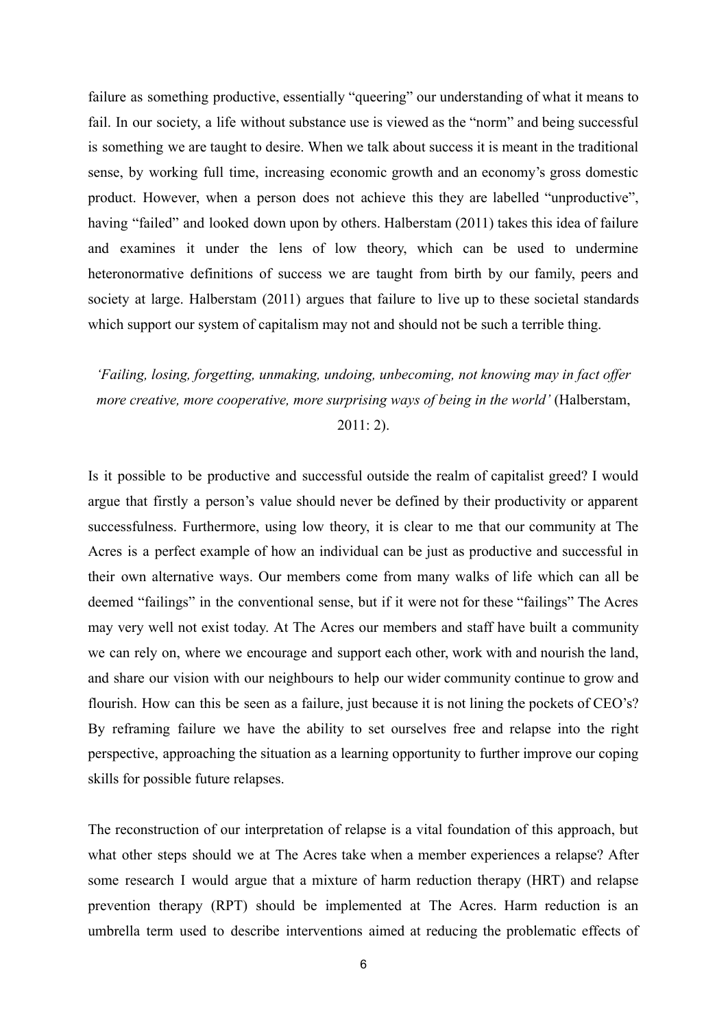failure as something productive, essentially "queering" our understanding of what it means to fail. In our society, a life without substance use is viewed as the "norm" and being successful is something we are taught to desire. When we talk about success it is meant in the traditional sense, by working full time, increasing economic growth and an economy's gross domestic product. However, when a person does not achieve this they are labelled "unproductive", having "failed" and looked down upon by others. Halberstam (2011) takes this idea of failure and examines it under the lens of low theory, which can be used to undermine heteronormative definitions of success we are taught from birth by our family, peers and society at large. Halberstam (2011) argues that failure to live up to these societal standards which support our system of capitalism may not and should not be such a terrible thing.

*'Failing, losing, forgetting, unmaking, undoing, unbecoming, not knowing may in fact offer more creative, more cooperative, more surprising ways of being in the world'* (Halberstam, 2011: 2).

Is it possible to be productive and successful outside the realm of capitalist greed? I would argue that firstly a person's value should never be defined by their productivity or apparent successfulness. Furthermore, using low theory, it is clear to me that our community at The Acres is a perfect example of how an individual can be just as productive and successful in their own alternative ways. Our members come from many walks of life which can all be deemed "failings" in the conventional sense, but if it were not for these "failings" The Acres may very well not exist today. At The Acres our members and staff have built a community we can rely on, where we encourage and support each other, work with and nourish the land, and share our vision with our neighbours to help our wider community continue to grow and flourish. How can this be seen as a failure, just because it is not lining the pockets of CEO's? By reframing failure we have the ability to set ourselves free and relapse into the right perspective, approaching the situation as a learning opportunity to further improve our coping skills for possible future relapses.

The reconstruction of our interpretation of relapse is a vital foundation of this approach, but what other steps should we at The Acres take when a member experiences a relapse? After some research I would argue that a mixture of harm reduction therapy (HRT) and relapse prevention therapy (RPT) should be implemented at The Acres. Harm reduction is an umbrella term used to describe interventions aimed at reducing the problematic effects of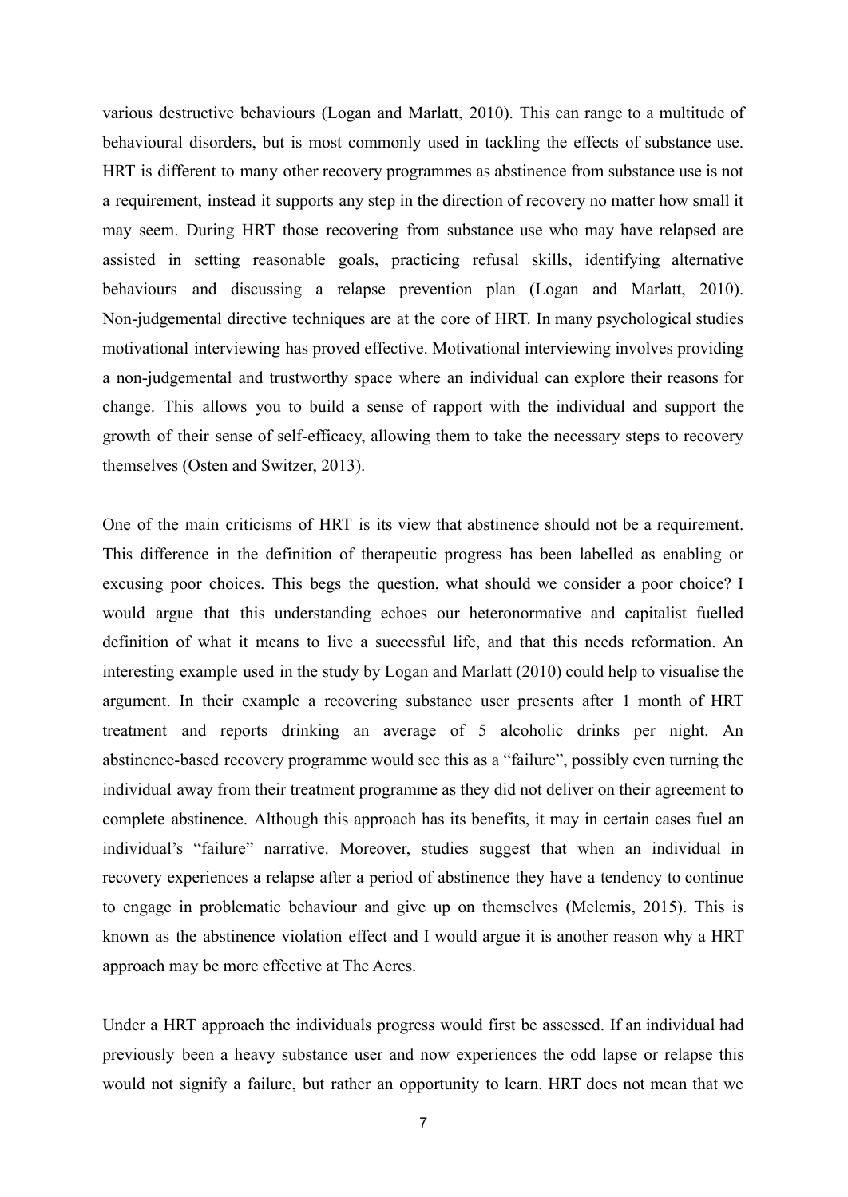various destructive behaviours (Logan and Marlatt, 2010). This can range to a multitude of behavioural disorders, but is most commonly used in tackling the effects of substance use. HRT is different to many other recovery programmes as abstinence from substance use is not a requirement, instead it supports any step in the direction of recovery no matter how small it may seem. During HRT those recovering from substance use who may have relapsed are assisted in setting reasonable goals, practicing refusal skills, identifying alternative behaviours and discussing a relapse prevention plan (Logan and Marlatt, 2010). Non-judgemental directive techniques are at the core of HRT. In many psychological studies motivational interviewing has proved effective. Motivational interviewing involves providing a non-judgemental and trustworthy space where an individual can explore their reasons for change. This allows you to build a sense of rapport with the individual and support the growth of their sense of self-efficacy, allowing them to take the necessary steps to recovery themselves (Osten and Switzer, 2013).

One of the main criticisms of HRT is its view that abstinence should not be a requirement. This difference in the definition of therapeutic progress has been labelled as enabling or excusing poor choices. This begs the question, what should we consider a poor choice? I would argue that this understanding echoes our heteronormative and capitalist fuelled definition of what it means to live a successful life, and that this needs reformation. An interesting example used in the study by Logan and Marlatt (2010) could help to visualise the argument. In their example a recovering substance user presents after 1 month of HRT treatment and reports drinking an average of 5 alcoholic drinks per night. An abstinence-based recovery programme would see this as a "failure", possibly even turning the individual away from their treatment programme as they did not deliver on their agreement to complete abstinence. Although this approach has its benefits, it may in certain cases fuel an individual's "failure" narrative. Moreover, studies suggest that when an individual in recovery experiences a relapse after a period of abstinence they have a tendency to continue to engage in problematic behaviour and give up on themselves (Melemis, 2015). This is known as the abstinence violation effect and I would argue it is another reason why a HRT approach may be more effective at The Acres.

Under a HRT approach the individuals progress would first be assessed. If an individual had previously been a heavy substance user and now experiences the odd lapse or relapse this would not signify a failure, but rather an opportunity to learn. HRT does not mean that we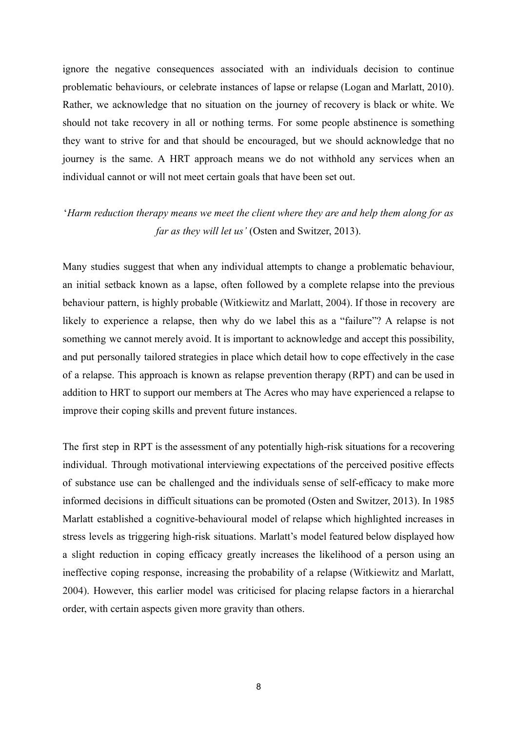ignore the negative consequences associated with an individuals decision to continue problematic behaviours, or celebrate instances of lapse or relapse (Logan and Marlatt, 2010). Rather, we acknowledge that no situation on the journey of recovery is black or white. We should not take recovery in all or nothing terms. For some people abstinence is something they want to strive for and that should be encouraged, but we should acknowledge that no journey is the same. A HRT approach means we do not withhold any services when an individual cannot or will not meet certain goals that have been set out.

'*Harm reduction therapy means we meet the client where they are and help them along for as far as they will let us'* (Osten and Switzer, 2013).

Many studies suggest that when any individual attempts to change a problematic behaviour, an initial setback known as a lapse, often followed by a complete relapse into the previous behaviour pattern, is highly probable (Witkiewitz and Marlatt, 2004). If those in recovery are likely to experience a relapse, then why do we label this as a "failure"? A relapse is not something we cannot merely avoid. It is important to acknowledge and accept this possibility, and put personally tailored strategies in place which detail how to cope effectively in the case of a relapse. This approach is known as relapse prevention therapy (RPT) and can be used in addition to HRT to support our members at The Acres who may have experienced a relapse to improve their coping skills and prevent future instances.

The first step in RPT is the assessment of any potentially high-risk situations for a recovering individual. Through motivational interviewing expectations of the perceived positive effects of substance use can be challenged and the individuals sense of self-efficacy to make more informed decisions in difficult situations can be promoted (Osten and Switzer, 2013). In 1985 Marlatt established a cognitive-behavioural model of relapse which highlighted increases in stress levels as triggering high-risk situations. Marlatt's model featured below displayed how a slight reduction in coping efficacy greatly increases the likelihood of a person using an ineffective coping response, increasing the probability of a relapse (Witkiewitz and Marlatt, 2004). However, this earlier model was criticised for placing relapse factors in a hierarchal order, with certain aspects given more gravity than others.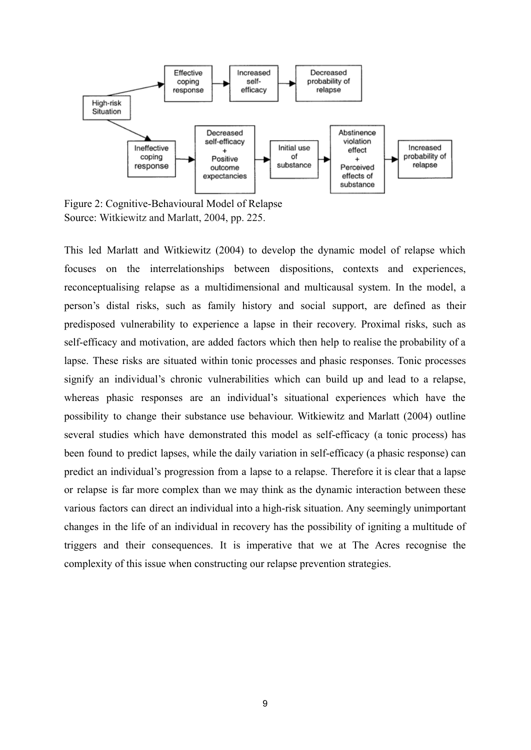Figure 2: Cognitive-Behavioural Model of Relapse
Source: Witkiewitz and Marlatt, 2004, pp. 225.

This led Marlatt and Witkiewitz (2004) to develop the dynamic model of relapse which focuses on the interrelationships between dispositions, contexts and experiences, reconceptualising relapse as a multidimensional and multicausal system. In the model, a person's distal risks, such as family history and social support, are defined as their predisposed vulnerability to experience a lapse in their recovery. Proximal risks, such as self-efficacy and motivation, are added factors which then help to realise the probability of a lapse. These risks are situated within tonic processes and phasic responses. Tonic processes signify an individual's chronic vulnerabilities which can build up and lead to a relapse, whereas phasic responses are an individual's situational experiences which have the possibility to change their substance use behaviour. Witkiewitz and Marlatt (2004) outline several studies which have demonstrated this model as self-efficacy (a tonic process) has been found to predict lapses, while the daily variation in self-efficacy (a phasic response) can predict an individual's progression from a lapse to a relapse. Therefore it is clear that a lapse or relapse is far more complex than we may think as the dynamic interaction between these various factors can direct an individual into a high-risk situation. Any seemingly unimportant changes in the life of an individual in recovery has the possibility of igniting a multitude of triggers and their consequences. It is imperative that we at The Acres recognise the complexity of this issue when constructing our relapse prevention strategies.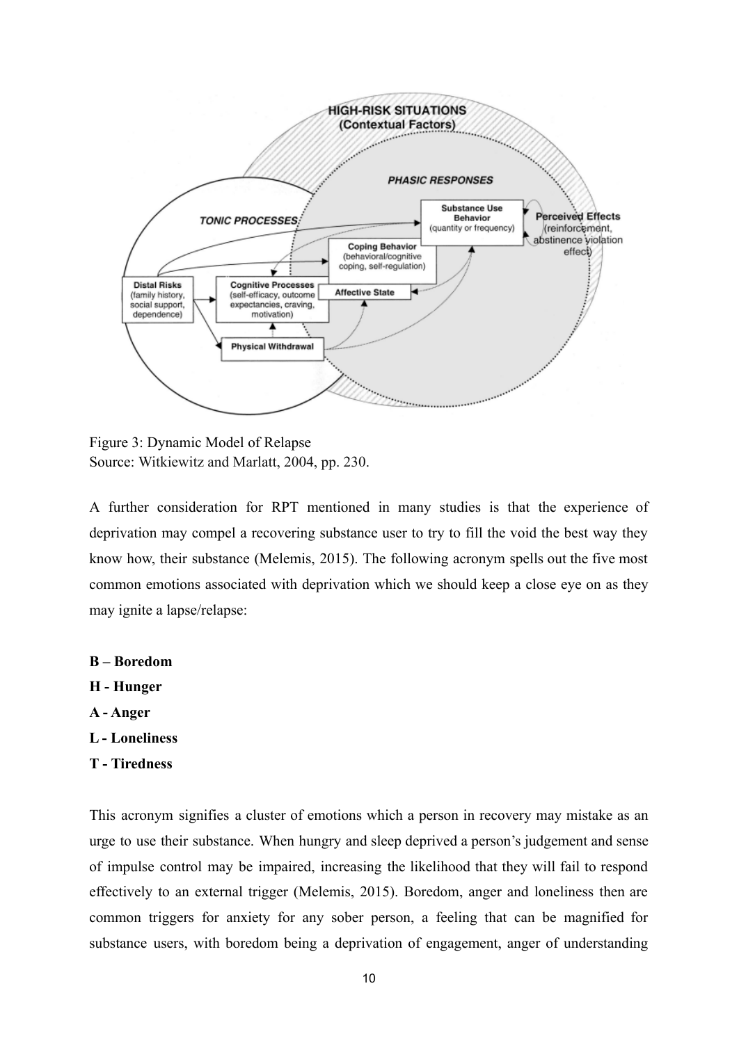Figure 3: Dynamic Model of Relapse
Source: Witkiewitz and Marlatt, 2004, pp. 230.

A further consideration for RPT mentioned in many studies is that the experience of deprivation may compel a recovering substance user to try to fill the void the best way they know how, their substance (Melemis, 2015). The following acronym spells out the five most common emotions associated with deprivation which we should keep a close eye on as they may ignite a lapse/relapse:

**B – Boredom**

**H - Hunger**

**A - Anger**

**L - Loneliness**

**T - Tiredness**

This acronym signifies a cluster of emotions which a person in recovery may mistake as an urge to use their substance. When hungry and sleep deprived a person's judgement and sense of impulse control may be impaired, increasing the likelihood that they will fail to respond effectively to an external trigger (Melemis, 2015). Boredom, anger and loneliness then are common triggers for anxiety for any sober person, a feeling that can be magnified for substance users, with boredom being a deprivation of engagement, anger of understanding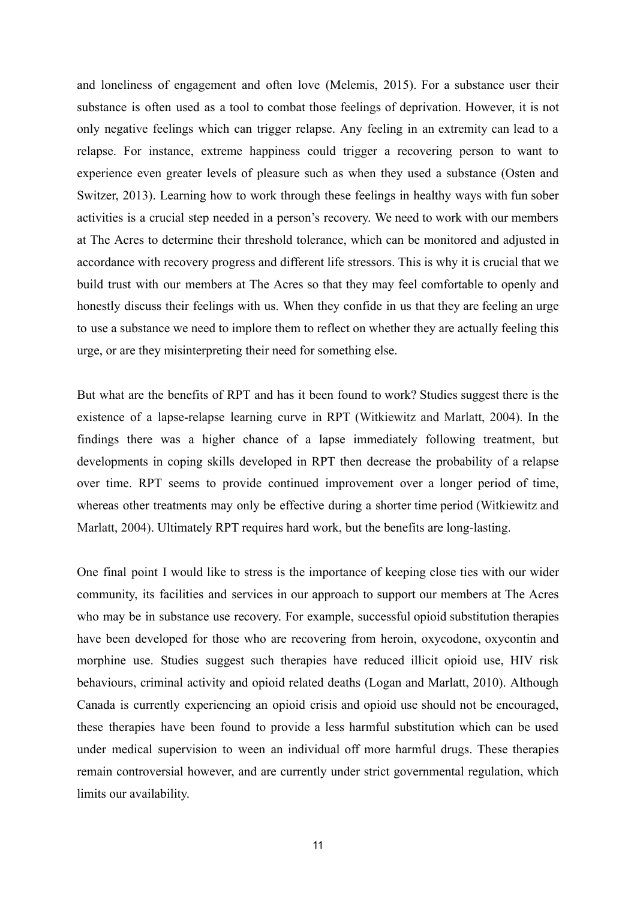and loneliness of engagement and often love (Melemis, 2015). For a substance user their substance is often used as a tool to combat those feelings of deprivation. However, it is not only negative feelings which can trigger relapse. Any feeling in an extremity can lead to a relapse. For instance, extreme happiness could trigger a recovering person to want to experience even greater levels of pleasure such as when they used a substance (Osten and Switzer, 2013). Learning how to work through these feelings in healthy ways with fun sober activities is a crucial step needed in a person's recovery. We need to work with our members at The Acres to determine their threshold tolerance, which can be monitored and adjusted in accordance with recovery progress and different life stressors. This is why it is crucial that we build trust with our members at The Acres so that they may feel comfortable to openly and honestly discuss their feelings with us. When they confide in us that they are feeling an urge to use a substance we need to implore them to reflect on whether they are actually feeling this urge, or are they misinterpreting their need for something else.

But what are the benefits of RPT and has it been found to work? Studies suggest there is the existence of a lapse-relapse learning curve in RPT (Witkiewitz and Marlatt, 2004). In the findings there was a higher chance of a lapse immediately following treatment, but developments in coping skills developed in RPT then decrease the probability of a relapse over time. RPT seems to provide continued improvement over a longer period of time, whereas other treatments may only be effective during a shorter time period (Witkiewitz and Marlatt, 2004). Ultimately RPT requires hard work, but the benefits are long-lasting.

One final point I would like to stress is the importance of keeping close ties with our wider community, its facilities and services in our approach to support our members at The Acres who may be in substance use recovery. For example, successful opioid substitution therapies have been developed for those who are recovering from heroin, oxycodone, oxycontin and morphine use. Studies suggest such therapies have reduced illicit opioid use, HIV risk behaviours, criminal activity and opioid related deaths (Logan and Marlatt, 2010). Although Canada is currently experiencing an opioid crisis and opioid use should not be encouraged, these therapies have been found to provide a less harmful substitution which can be used under medical supervision to ween an individual off more harmful drugs. These therapies remain controversial however, and are currently under strict governmental regulation, which limits our availability.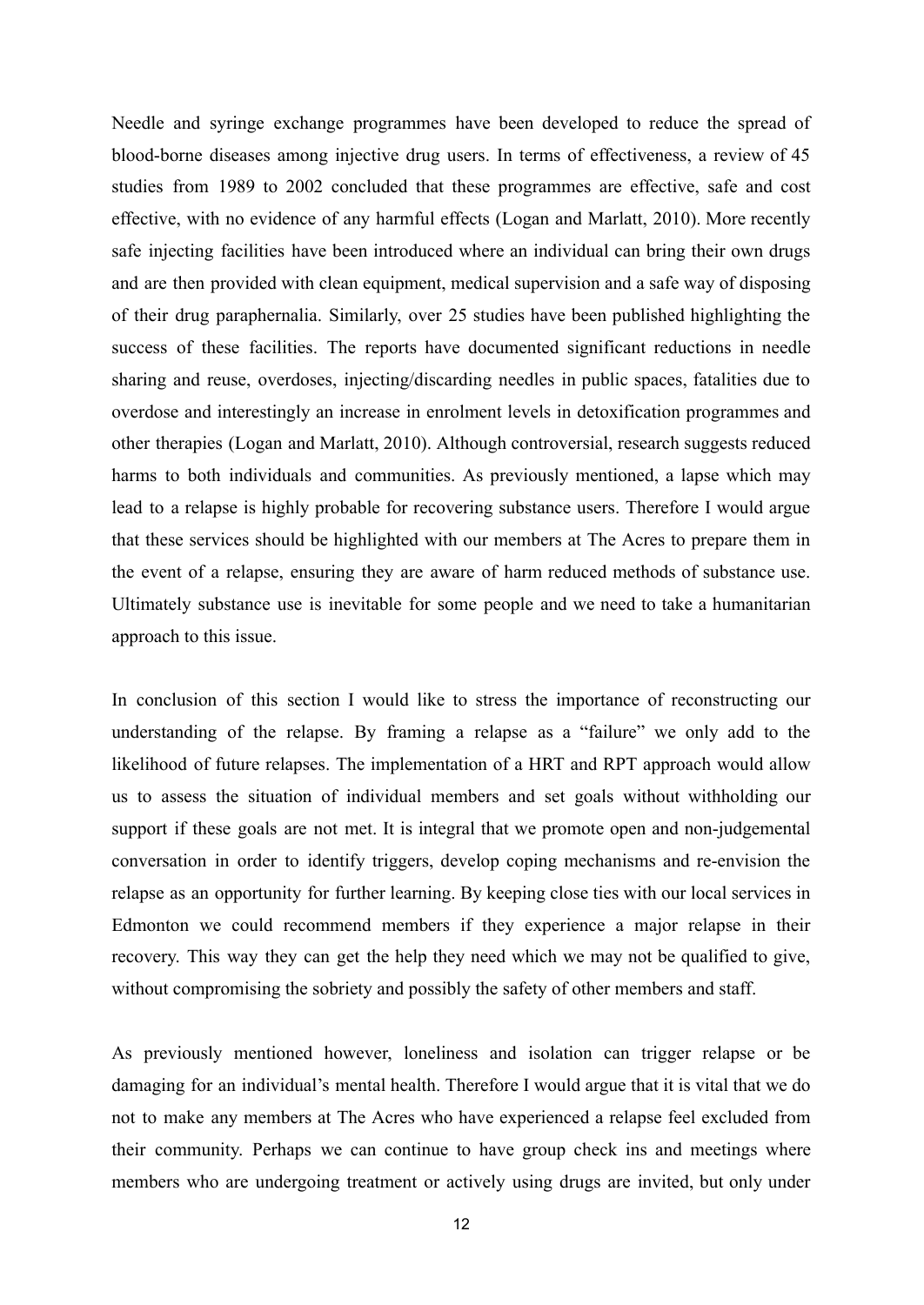Needle and syringe exchange programmes have been developed to reduce the spread of blood-borne diseases among injective drug users. In terms of effectiveness, a review of 45 studies from 1989 to 2002 concluded that these programmes are effective, safe and cost effective, with no evidence of any harmful effects (Logan and Marlatt, 2010). More recently safe injecting facilities have been introduced where an individual can bring their own drugs and are then provided with clean equipment, medical supervision and a safe way of disposing of their drug paraphernalia. Similarly, over 25 studies have been published highlighting the success of these facilities. The reports have documented significant reductions in needle sharing and reuse, overdoses, injecting/discarding needles in public spaces, fatalities due to overdose and interestingly an increase in enrolment levels in detoxification programmes and other therapies (Logan and Marlatt, 2010). Although controversial, research suggests reduced harms to both individuals and communities. As previously mentioned, a lapse which may lead to a relapse is highly probable for recovering substance users. Therefore I would argue that these services should be highlighted with our members at The Acres to prepare them in the event of a relapse, ensuring they are aware of harm reduced methods of substance use. Ultimately substance use is inevitable for some people and we need to take a humanitarian approach to this issue.

In conclusion of this section I would like to stress the importance of reconstructing our understanding of the relapse. By framing a relapse as a "failure" we only add to the likelihood of future relapses. The implementation of a HRT and RPT approach would allow us to assess the situation of individual members and set goals without withholding our support if these goals are not met. It is integral that we promote open and non-judgemental conversation in order to identify triggers, develop coping mechanisms and re-envision the relapse as an opportunity for further learning. By keeping close ties with our local services in Edmonton we could recommend members if they experience a major relapse in their recovery. This way they can get the help they need which we may not be qualified to give, without compromising the sobriety and possibly the safety of other members and staff.

As previously mentioned however, loneliness and isolation can trigger relapse or be damaging for an individual's mental health. Therefore I would argue that it is vital that we do not to make any members at The Acres who have experienced a relapse feel excluded from their community. Perhaps we can continue to have group check ins and meetings where members who are undergoing treatment or actively using drugs are invited, but only under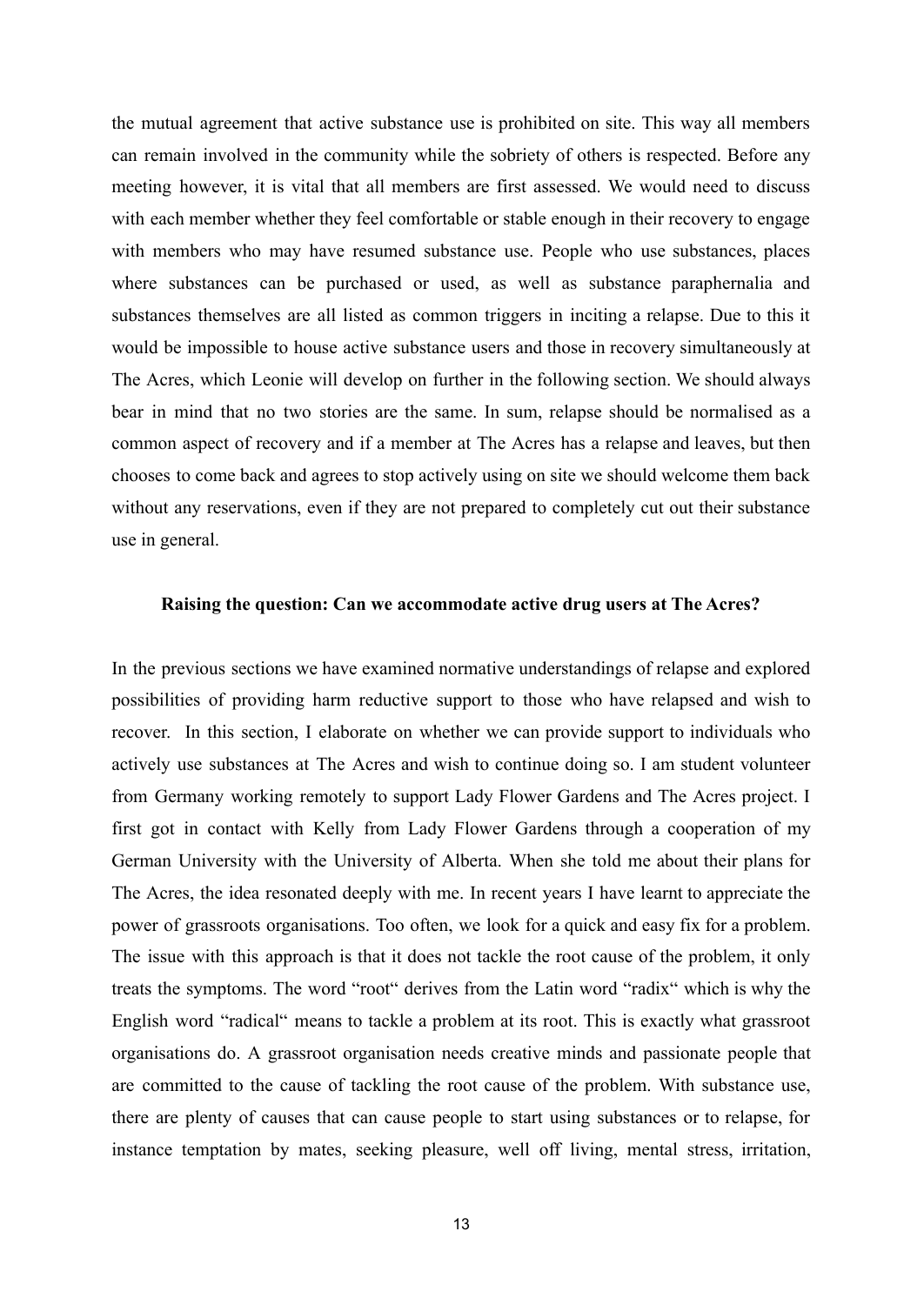the mutual agreement that active substance use is prohibited on site. This way all members can remain involved in the community while the sobriety of others is respected. Before any meeting however, it is vital that all members are first assessed. We would need to discuss with each member whether they feel comfortable or stable enough in their recovery to engage with members who may have resumed substance use. People who use substances, places where substances can be purchased or used, as well as substance paraphernalia and substances themselves are all listed as common triggers in inciting a relapse. Due to this it would be impossible to house active substance users and those in recovery simultaneously at The Acres, which Leonie will develop on further in the following section. We should always bear in mind that no two stories are the same. In sum, relapse should be normalised as a common aspect of recovery and if a member at The Acres has a relapse and leaves, but then chooses to come back and agrees to stop actively using on site we should welcome them back without any reservations, even if they are not prepared to completely cut out their substance use in general.

**Raising the question: Can we accommodate active drug users at The Acres?**

In the previous sections we have examined normative understandings of relapse and explored possibilities of providing harm reductive support to those who have relapsed and wish to recover. In this section, I elaborate on whether we can provide support to individuals who actively use substances at The Acres and wish to continue doing so. I am student volunteer from Germany working remotely to support Lady Flower Gardens and The Acres project. I first got in contact with Kelly from Lady Flower Gardens through a cooperation of my German University with the University of Alberta. When she told me about their plans for The Acres, the idea resonated deeply with me. In recent years I have learnt to appreciate the power of grassroots organisations. Too often, we look for a quick and easy fix for a problem. The issue with this approach is that it does not tackle the root cause of the problem, it only treats the symptoms. The word "root" derives from the Latin word "radix" which is why the English word "radical" means to tackle a problem at its root. This is exactly what grassroot organisations do. A grassroot organisation needs creative minds and passionate people that are committed to the cause of tackling the root cause of the problem. With substance use, there are plenty of causes that can cause people to start using substances or to relapse, for instance temptation by mates, seeking pleasure, well off living, mental stress, irritation,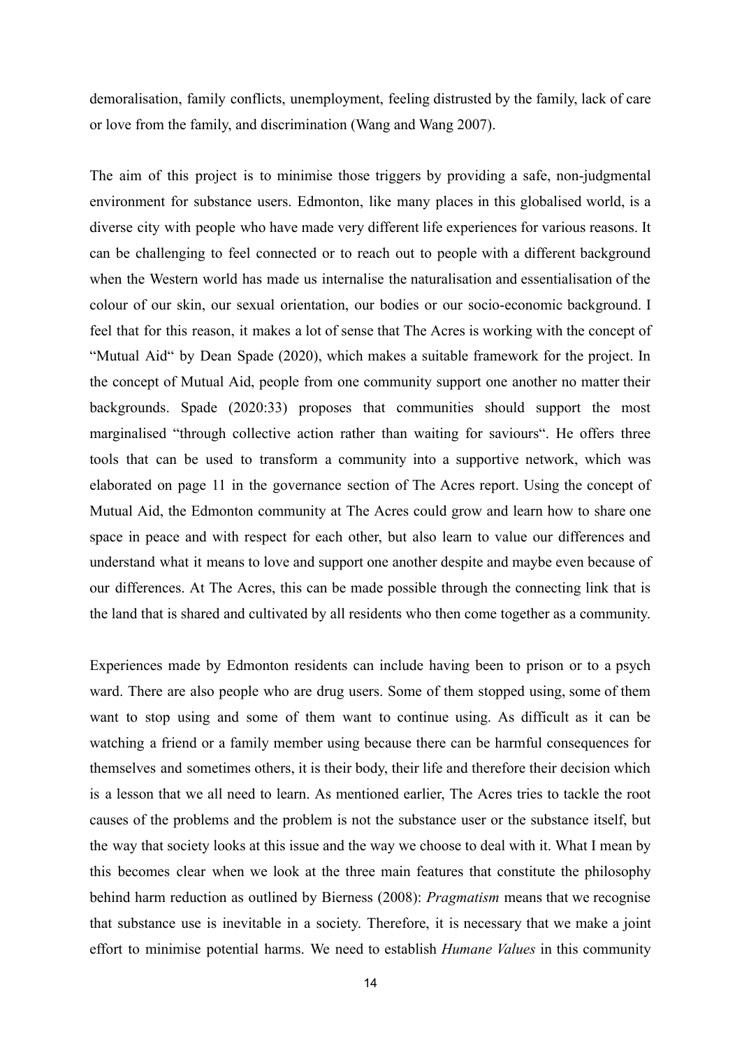demoralisation, family conflicts, unemployment, feeling distrusted by the family, lack of care or love from the family, and discrimination (Wang and Wang 2007).

The aim of this project is to minimise those triggers by providing a safe, non-judgmental environment for substance users. Edmonton, like many places in this globalised world, is a diverse city with people who have made very different life experiences for various reasons. It can be challenging to feel connected or to reach out to people with a different background when the Western world has made us internalise the naturalisation and essentialisation of the colour of our skin, our sexual orientation, our bodies or our socio-economic background. I feel that for this reason, it makes a lot of sense that The Acres is working with the concept of "Mutual Aid" by Dean Spade (2020), which makes a suitable framework for the project. In the concept of Mutual Aid, people from one community support one another no matter their backgrounds. Spade (2020:33) proposes that communities should support the most marginalised "through collective action rather than waiting for saviours". He offers three tools that can be used to transform a community into a supportive network, which was elaborated on page 11 in the governance section of The Acres report. Using the concept of Mutual Aid, the Edmonton community at The Acres could grow and learn how to share one space in peace and with respect for each other, but also learn to value our differences and understand what it means to love and support one another despite and maybe even because of our differences. At The Acres, this can be made possible through the connecting link that is the land that is shared and cultivated by all residents who then come together as a community.

Experiences made by Edmonton residents can include having been to prison or to a psych ward. There are also people who are drug users. Some of them stopped using, some of them want to stop using and some of them want to continue using. As difficult as it can be watching a friend or a family member using because there can be harmful consequences for themselves and sometimes others, it is their body, their life and therefore their decision which is a lesson that we all need to learn. As mentioned earlier, The Acres tries to tackle the root causes of the problems and the problem is not the substance user or the substance itself, but the way that society looks at this issue and the way we choose to deal with it. What I mean by this becomes clear when we look at the three main features that constitute the philosophy behind harm reduction as outlined by Bierness (2008): *Pragmatism* means that we recognise that substance use is inevitable in a society. Therefore, it is necessary that we make a joint effort to minimise potential harms. We need to establish *Humane Values* in this community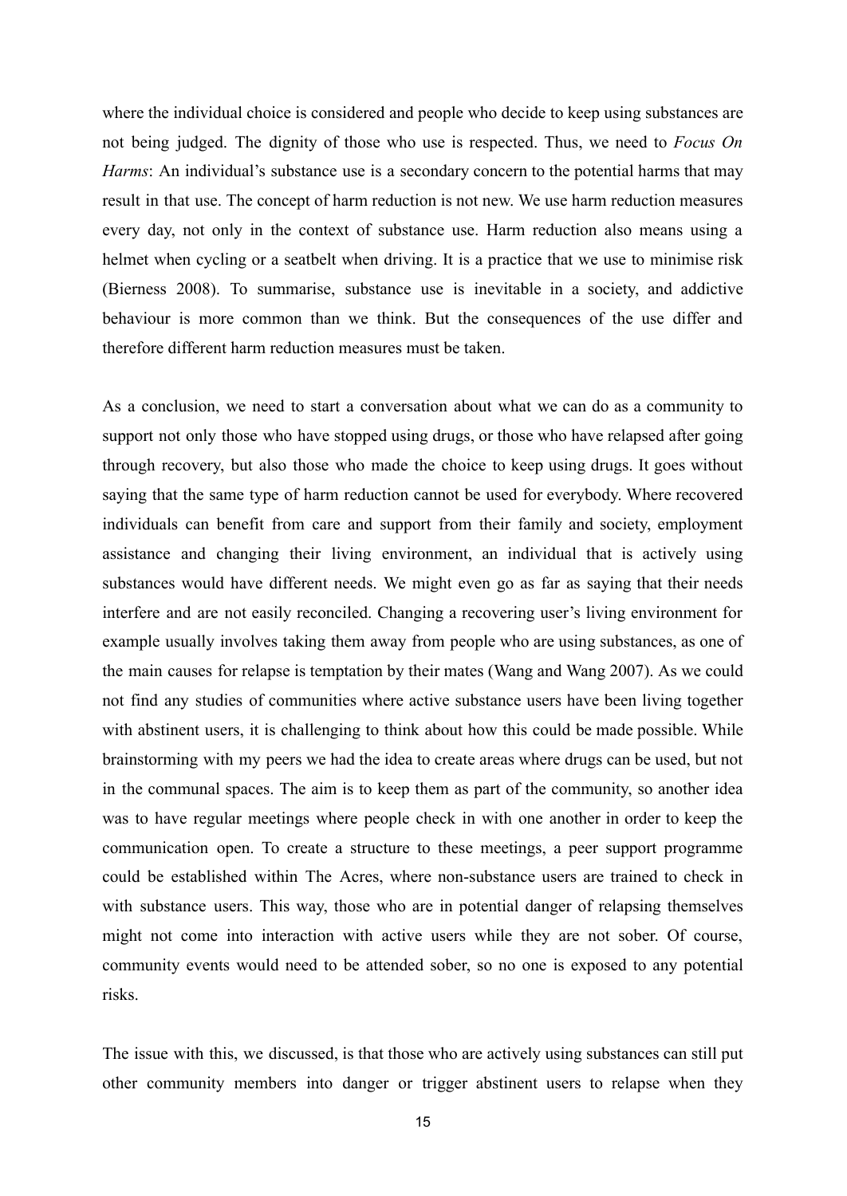where the individual choice is considered and people who decide to keep using substances are not being judged. The dignity of those who use is respected. Thus, we need to *Focus On Harms*: An individual's substance use is a secondary concern to the potential harms that may result in that use. The concept of harm reduction is not new. We use harm reduction measures every day, not only in the context of substance use. Harm reduction also means using a helmet when cycling or a seatbelt when driving. It is a practice that we use to minimise risk (Bierness 2008). To summarise, substance use is inevitable in a society, and addictive behaviour is more common than we think. But the consequences of the use differ and therefore different harm reduction measures must be taken.

As a conclusion, we need to start a conversation about what we can do as a community to support not only those who have stopped using drugs, or those who have relapsed after going through recovery, but also those who made the choice to keep using drugs. It goes without saying that the same type of harm reduction cannot be used for everybody. Where recovered individuals can benefit from care and support from their family and society, employment assistance and changing their living environment, an individual that is actively using substances would have different needs. We might even go as far as saying that their needs interfere and are not easily reconciled. Changing a recovering user's living environment for example usually involves taking them away from people who are using substances, as one of the main causes for relapse is temptation by their mates (Wang and Wang 2007). As we could not find any studies of communities where active substance users have been living together with abstinent users, it is challenging to think about how this could be made possible. While brainstorming with my peers we had the idea to create areas where drugs can be used, but not in the communal spaces. The aim is to keep them as part of the community, so another idea was to have regular meetings where people check in with one another in order to keep the communication open. To create a structure to these meetings, a peer support programme could be established within The Acres, where non-substance users are trained to check in with substance users. This way, those who are in potential danger of relapsing themselves might not come into interaction with active users while they are not sober. Of course, community events would need to be attended sober, so no one is exposed to any potential risks.

The issue with this, we discussed, is that those who are actively using substances can still put other community members into danger or trigger abstinent users to relapse when they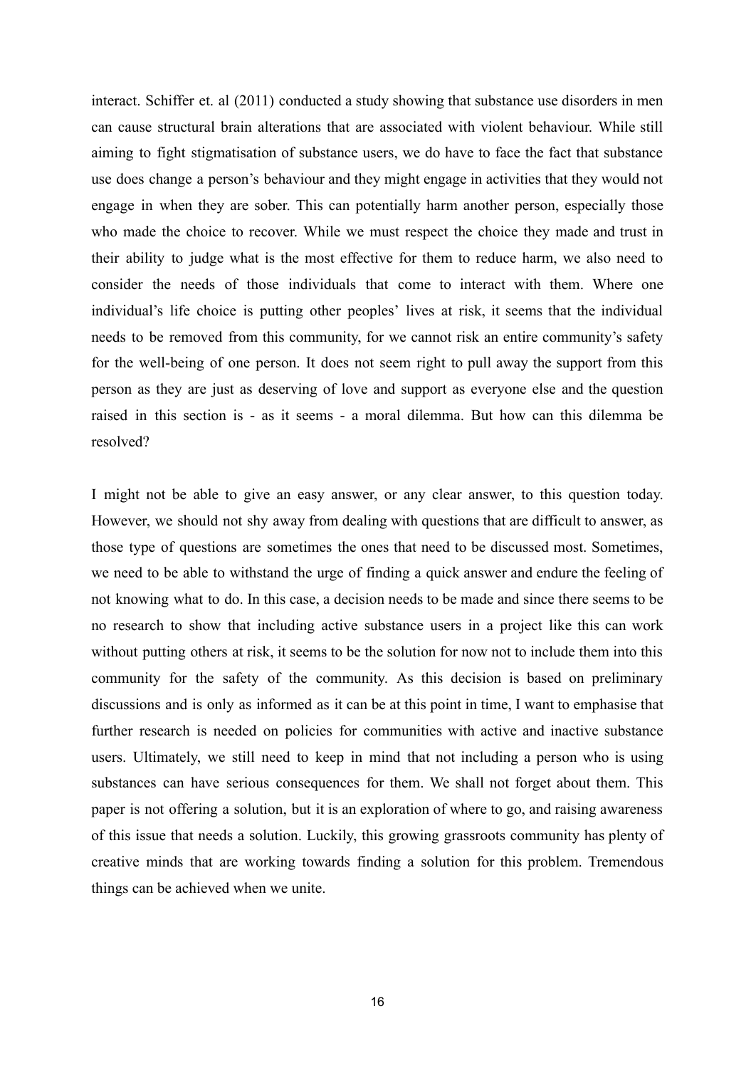interact. Schiffer et. al (2011) conducted a study showing that substance use disorders in men can cause structural brain alterations that are associated with violent behaviour. While still aiming to fight stigmatisation of substance users, we do have to face the fact that substance use does change a person's behaviour and they might engage in activities that they would not engage in when they are sober. This can potentially harm another person, especially those who made the choice to recover. While we must respect the choice they made and trust in their ability to judge what is the most effective for them to reduce harm, we also need to consider the needs of those individuals that come to interact with them. Where one individual's life choice is putting other peoples' lives at risk, it seems that the individual needs to be removed from this community, for we cannot risk an entire community's safety for the well-being of one person. It does not seem right to pull away the support from this person as they are just as deserving of love and support as everyone else and the question raised in this section is - as it seems - a moral dilemma. But how can this dilemma be resolved?

I might not be able to give an easy answer, or any clear answer, to this question today. However, we should not shy away from dealing with questions that are difficult to answer, as those type of questions are sometimes the ones that need to be discussed most. Sometimes, we need to be able to withstand the urge of finding a quick answer and endure the feeling of not knowing what to do. In this case, a decision needs to be made and since there seems to be no research to show that including active substance users in a project like this can work without putting others at risk, it seems to be the solution for now not to include them into this community for the safety of the community. As this decision is based on preliminary discussions and is only as informed as it can be at this point in time, I want to emphasise that further research is needed on policies for communities with active and inactive substance users. Ultimately, we still need to keep in mind that not including a person who is using substances can have serious consequences for them. We shall not forget about them. This paper is not offering a solution, but it is an exploration of where to go, and raising awareness of this issue that needs a solution. Luckily, this growing grassroots community has plenty of creative minds that are working towards finding a solution for this problem. Tremendous things can be achieved when we unite.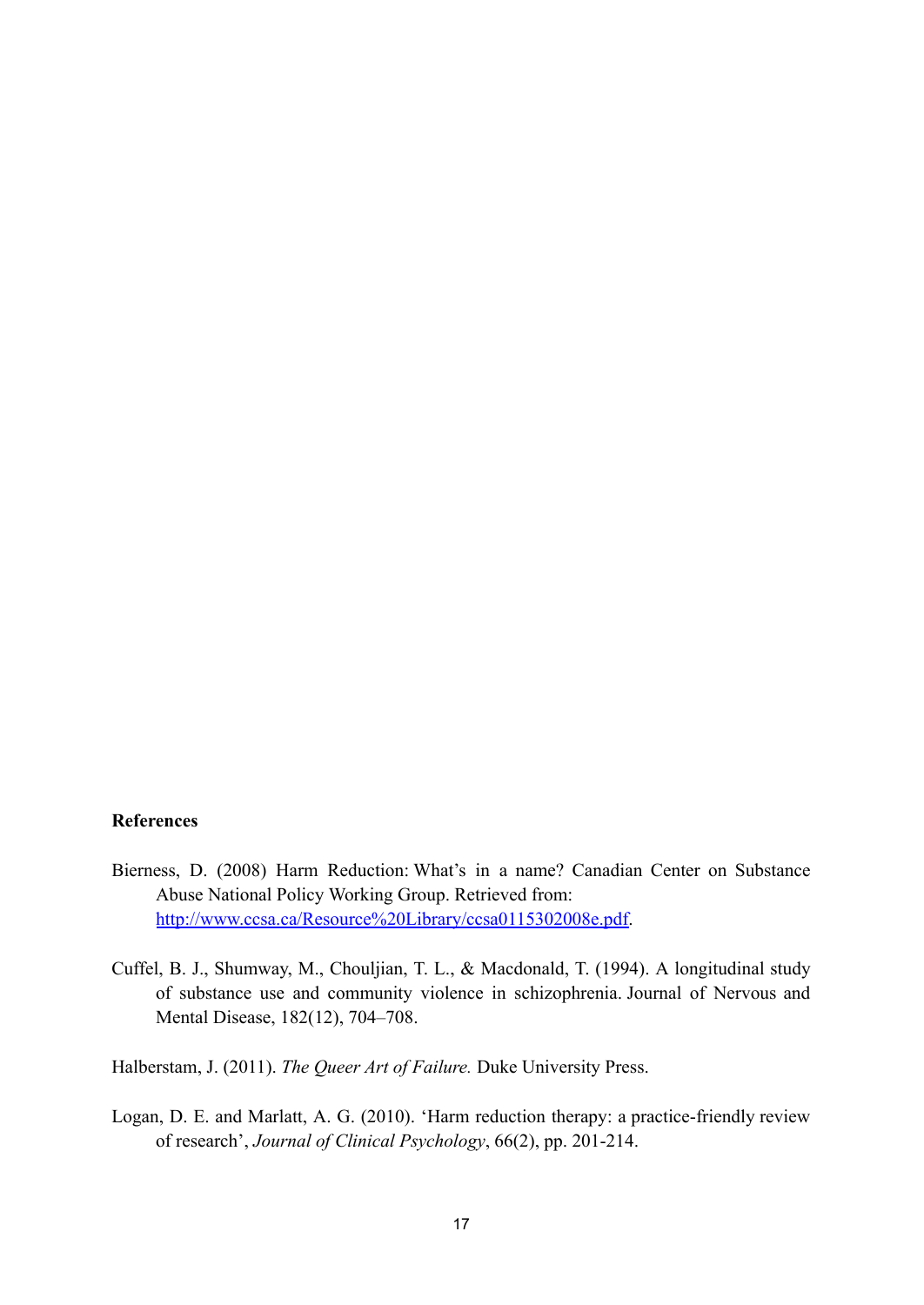**References**

Bierness, D. (2008) Harm Reduction: What's in a name? Canadian Center on Substance Abuse National Policy Working Group. Retrieved from: [http://www.ccsa.ca/Resource%20Library/ccsa0115302008e.pdf](http://www.ccsa.ca/Resource%20Library/ccsa0115302008e.pdf).

Cuffel, B. J., Shumway, M., Chouljian, T. L., & Macdonald, T. (1994). A longitudinal study of substance use and community violence in schizophrenia. Journal of Nervous and Mental Disease, 182(12), 704–708.

Halberstam, J. (2011). *The Queer Art of Failure.* Duke University Press.

Logan, D. E. and Marlatt, A. G. (2010). 'Harm reduction therapy: a practice-friendly review of research', *Journal of Clinical Psychology*, 66(2), pp. 201-214.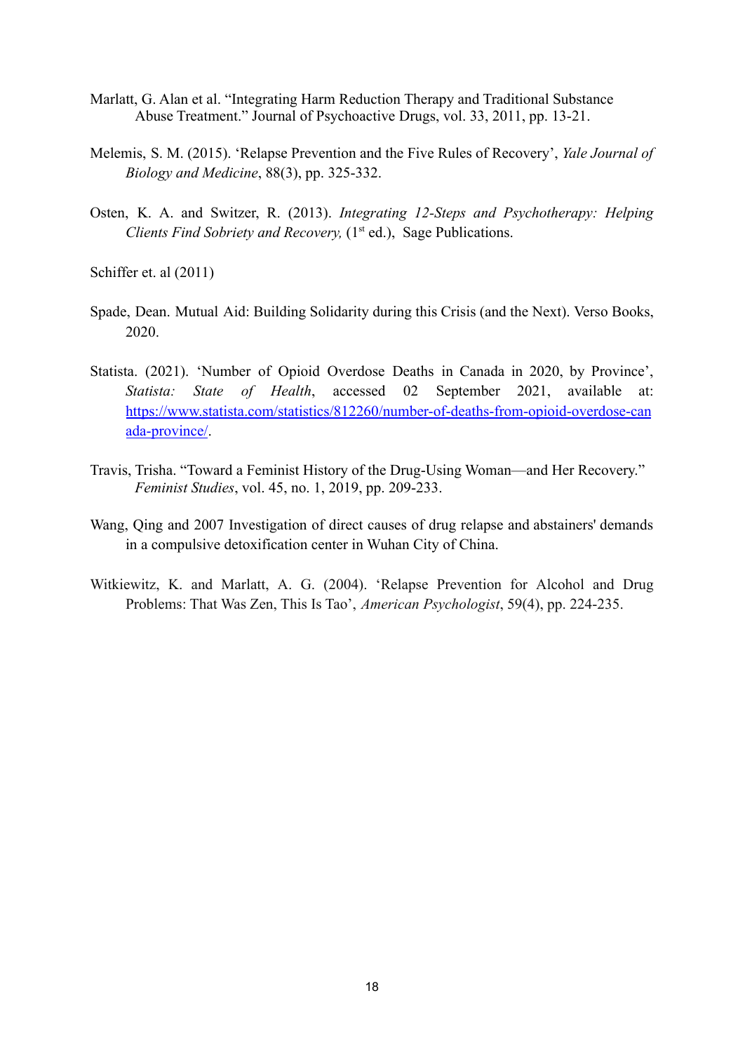Marlatt, G. Alan et al. "Integrating Harm Reduction Therapy and Traditional Substance Abuse Treatment." Journal of Psychoactive Drugs, vol. 33, 2011, pp. 13-21.

Melemis, S. M. (2015). 'Relapse Prevention and the Five Rules of Recovery', *Yale Journal of Biology and Medicine*, 88(3), pp. 325-332.

Osten, K. A. and Switzer, R. (2013). *Integrating 12-Steps and Psychotherapy: Helping Clients Find Sobriety and Recovery,* (1st ed.), Sage Publications.

Schiffer et. al (2011)

Spade, Dean. Mutual Aid: Building Solidarity during this Crisis (and the Next). Verso Books, 2020.

Statista. (2021). 'Number of Opioid Overdose Deaths in Canada in 2020, by Province', *Statista: State of Health*, accessed 02 September 2021, available at: [https://www.statista.com/statistics/812260/number-of-deaths-from-opioid-overdose-canada-province/](https://www.statista.com/statistics/812260/number-of-deaths-from-opioid-overdose-canada-province/).

Travis, Trisha. "Toward a Feminist History of the Drug-Using Woman—and Her Recovery." *Feminist Studies*, vol. 45, no. 1, 2019, pp. 209-233.

Wang, Qing and 2007 Investigation of direct causes of drug relapse and abstainers' demands in a compulsive detoxification center in Wuhan City of China.

Witkiewitz, K. and Marlatt, A. G. (2004). 'Relapse Prevention for Alcohol and Drug Problems: That Was Zen, This Is Tao', *American Psychologist*, 59(4), pp. 224-235.